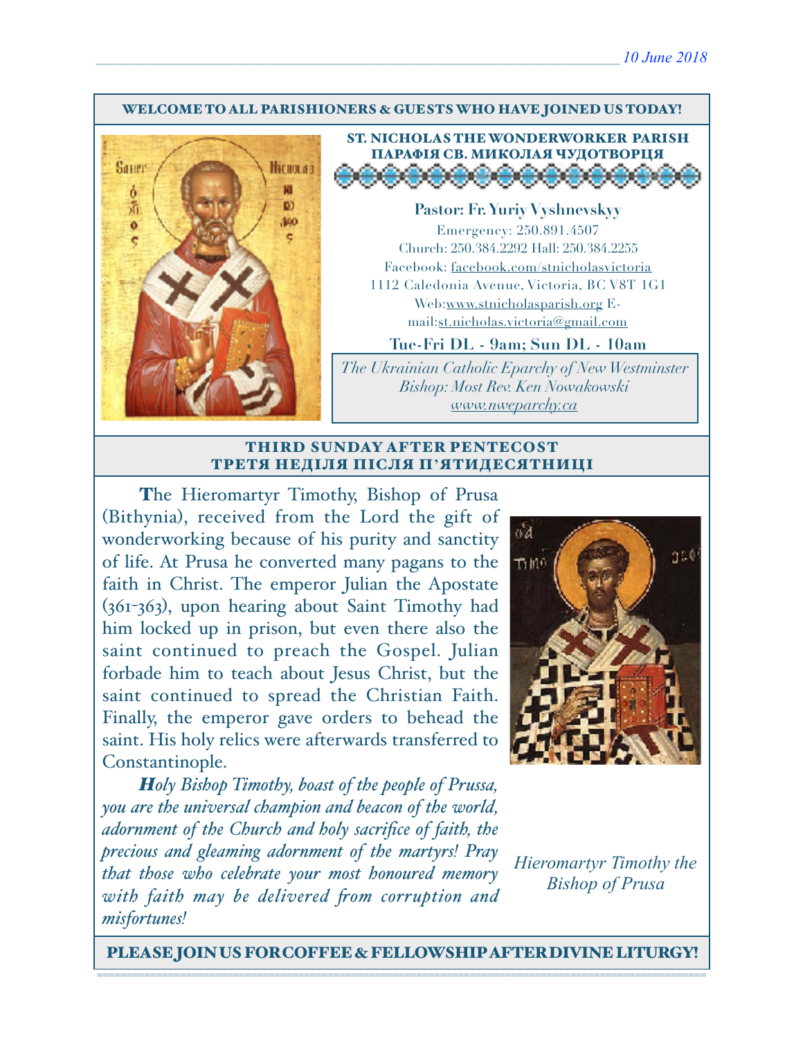10 June 2018

**WELCOME TO ALL PARISHIONERS & GUESTS WHO HAVE JOINED US TODAY!**

## ST. NICHOLAS THE WONDERWORKER PARISH
## ПАРАФІЯ СВ. МИКОЛАЯ ЧУДОТВОРЦЯ

**Pastor: Fr. Yuriy Vyshnevskyy**

Emergency: 250.891.4507
Church: 250.384.2292 Hall: 250.384.2255
Facebook: facebook.com/stnicholasvictoria
1112 Caledonia Avenue, Victoria, BC V8T 1G1
Web:www.stnicholasparish.org E-mail:st.nicholas.victoria@gmail.com

**Tue-Fri DL - 9am; Sun DL - 10am**

*The Ukrainian Catholic Eparchy of New Westminster*
*Bishop: Most Rev. Ken Nowakowski*
*www.nweparchy.ca*

## THIRD SUNDAY AFTER PENTECOST
## ТРЕТЯ НЕДІЛЯ ПІСЛЯ П'ЯТИДЕСЯТНИЦІ

**T**he Hieromartyr Timothy, Bishop of Prusa (Bithynia), received from the Lord the gift of wonderworking because of his purity and sanctity of life. At Prusa he converted many pagans to the faith in Christ. The emperor Julian the Apostate (361-363), upon hearing about Saint Timothy had him locked up in prison, but even there also the saint continued to preach the Gospel. Julian forbade him to teach about Jesus Christ, but the saint continued to spread the Christian Faith. Finally, the emperor gave orders to behead the saint. His holy relics were afterwards transferred to Constantinople.

***H**oly Bishop Timothy, boast of the people of Prussa, you are the universal champion and beacon of the world, adornment of the Church and holy sacrifice of faith, the precious and gleaming adornment of the martyrs! Pray that those who celebrate your most honoured memory with faith may be delivered from corruption and misfortunes!*

*Hieromartyr Timothy the Bishop of Prusa*

**PLEASE JOIN US FOR COFFEE & FELLOWSHIP AFTER DIVINE LITURGY!**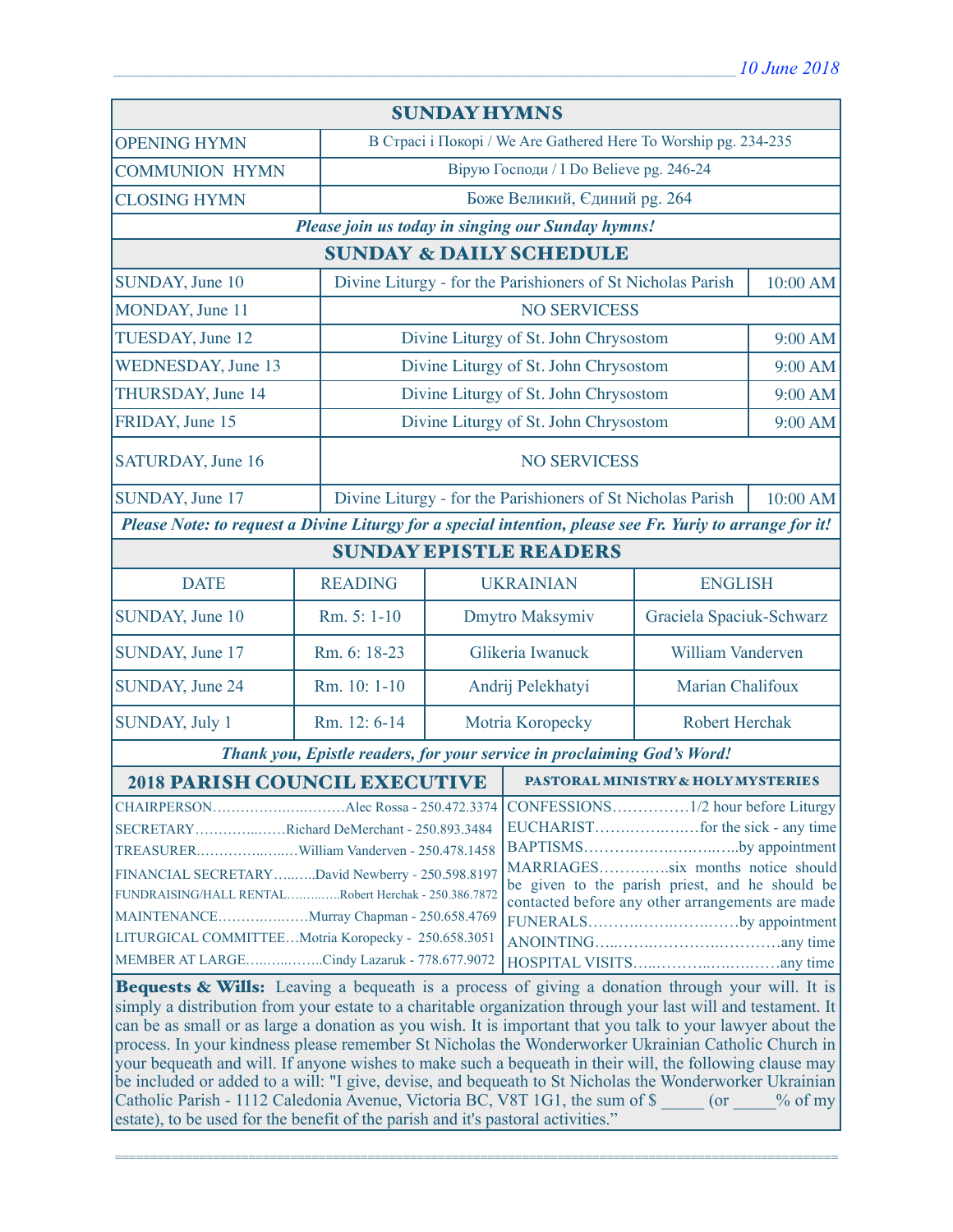## SUNDAY HYMNS

| | |
|---|---|
| OPENING HYMN | В Страсі і Покорі / We Are Gathered Here To Worship pg. 234-235 |
| COMMUNION HYMN | Вірую Господи / I Do Believe pg. 246-24 |
| CLOSING HYMN | Боже Великий, Єдиний pg. 264 |

***Please join us today in singing our Sunday hymns!***

## SUNDAY & DAILY SCHEDULE

| | | |
|---|---|---|
| SUNDAY, June 10 | Divine Liturgy - for the Parishioners of St Nicholas Parish | 10:00 AM |
| MONDAY, June 11 | NO SERVICESS | |
| TUESDAY, June 12 | Divine Liturgy of St. John Chrysostom | 9:00 AM |
| WEDNESDAY, June 13 | Divine Liturgy of St. John Chrysostom | 9:00 AM |
| THURSDAY, June 14 | Divine Liturgy of St. John Chrysostom | 9:00 AM |
| FRIDAY, June 15 | Divine Liturgy of St. John Chrysostom | 9:00 AM |
| SATURDAY, June 16 | NO SERVICESS | |
| SUNDAY, June 17 | Divine Liturgy - for the Parishioners of St Nicholas Parish | 10:00 AM |

***Please Note: to request a Divine Liturgy for a special intention, please see Fr. Yuriy to arrange for it!***

## SUNDAY EPISTLE READERS

| DATE | READING | UKRAINIAN | ENGLISH |
|---|---|---|---|
| SUNDAY, June 10 | Rm. 5: 1-10 | Dmytro Maksymiv | Graciela Spaciuk-Schwarz |
| SUNDAY, June 17 | Rm. 6: 18-23 | Glikeria Iwanuck | William Vanderven |
| SUNDAY, June 24 | Rm. 10: 1-10 | Andrij Pelekhatyi | Marian Chalifoux |
| SUNDAY, July 1 | Rm. 12: 6-14 | Motria Koropecky | Robert Herchak |

***Thank you, Epistle readers, for your service in proclaiming God's Word!***

## 2018 PARISH COUNCIL EXECUTIVE

CHAIRPERSON……………………Alec Rossa - 250.472.3374
SECRETARY……………Richard DeMerchant - 250.893.3484
TREASURER……………William Vanderven - 250.478.1458
FINANCIAL SECRETARY……David Newberry - 250.598.8197
FUNDRAISING/HALL RENTAL……Robert Herchak - 250.386.7872
MAINTENANCE……………Murray Chapman - 250.658.4769
LITURGICAL COMMITTEE…Motria Koropecky - 250.658.3051
MEMBER AT LARGE……………Cindy Lazaruk - 778.677.9072

## PASTORAL MINISTRY & HOLY MYSTERIES

CONFESSIONS……………1/2 hour before Liturgy
EUCHARIST……………for the sick - any time
BAPTISMS……………………by appointment
MARRIAGES…………six months notice should be given to the parish priest, and he should be contacted before any other arrangements are made
FUNERALS……………………by appointment
ANOINTING……………………any time
HOSPITAL VISITS……………………any time

**Bequests & Wills:** Leaving a bequeath is a process of giving a donation through your will. It is simply a distribution from your estate to a charitable organization through your last will and testament. It can be as small or as large a donation as you wish. It is important that you talk to your lawyer about the process. In your kindness please remember St Nicholas the Wonderworker Ukrainian Catholic Church in your bequeath and will. If anyone wishes to make such a bequeath in their will, the following clause may be included or added to a will: "I give, devise, and bequeath to St Nicholas the Wonderworker Ukrainian Catholic Parish - 1112 Caledonia Avenue, Victoria BC, V8T 1G1, the sum of $ _____ (or _____% of my estate), to be used for the benefit of the parish and it's pastoral activities."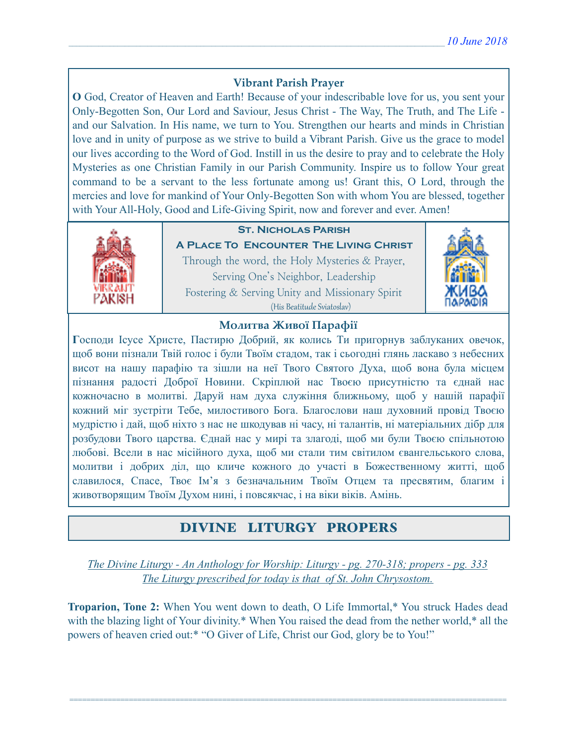### Vibrant Parish Prayer

**O** God, Creator of Heaven and Earth! Because of your indescribable love for us, you sent your Only-Begotten Son, Our Lord and Saviour, Jesus Christ - The Way, The Truth, and The Life - and our Salvation. In His name, we turn to You. Strengthen our hearts and minds in Christian love and in unity of purpose as we strive to build a Vibrant Parish. Give us the grace to model our lives according to the Word of God. Instill in us the desire to pray and to celebrate the Holy Mysteries as one Christian Family in our Parish Community. Inspire us to follow Your great command to be a servant to the less fortunate among us! Grant this, O Lord, through the mercies and love for mankind of Your Only-Begotten Son with whom You are blessed, together with Your All-Holy, Good and Life-Giving Spirit, now and forever and ever. Amen!

**St. Nicholas Parish**

**A Place To Encounter The Living Christ**

Through the word, the Holy Mysteries & Prayer,
Serving One's Neighbor, Leadership
Fostering & Serving Unity and Missionary Spirit
(His Beatitude Sviatoslav)

### Молитва Живої Парафії

**Г**осподи Ісусе Христе, Пастирю Добрий, як колись Ти пригорнув заблуканих овечок, щоб вони пізнали Твій голос і були Твоїм стадом, так і сьогодні глянь ласкаво з небесних висот на нашу парафію та зішли на неї Твого Святого Духа, щоб вона була місцем пізнання радості Доброї Новини. Скріплюй нас Твоєю присутністю та єднай нас кожночасно в молитві. Даруй нам духа служіння ближньому, щоб у нашій парафії кожний міг зустріти Тебе, милостивого Бога. Благослови наш духовний провід Твоєю мудрістю і дай, щоб ніхто з нас не шкодував ні часу, ні талантів, ні матеріальних дібр для розбудови Твого царства. Єднай нас у мирі та злагоді, щоб ми були Твоєю спільнотою любові. Всели в нас місійного духа, щоб ми стали тим світилом євангельського слова, молитви і добрих діл, що кличе кожного до участі в Божественному житті, щоб славилося, Спасе, Твоє Ім'я з безначальним Твоїм Отцем та пресвятим, благим і животворящим Твоїм Духом нині, і повсякчас, і на віки віків. Амінь.

## DIVINE LITURGY PROPERS

*The Divine Liturgy - An Anthology for Worship: Liturgy - pg. 270-318; propers - pg. 333*
*The Liturgy prescribed for today is that of St. John Chrysostom.*

**Troparion, Tone 2:** When You went down to death, O Life Immortal,* You struck Hades dead with the blazing light of Your divinity.* When You raised the dead from the nether world,* all the powers of heaven cried out:* "O Giver of Life, Christ our God, glory be to You!"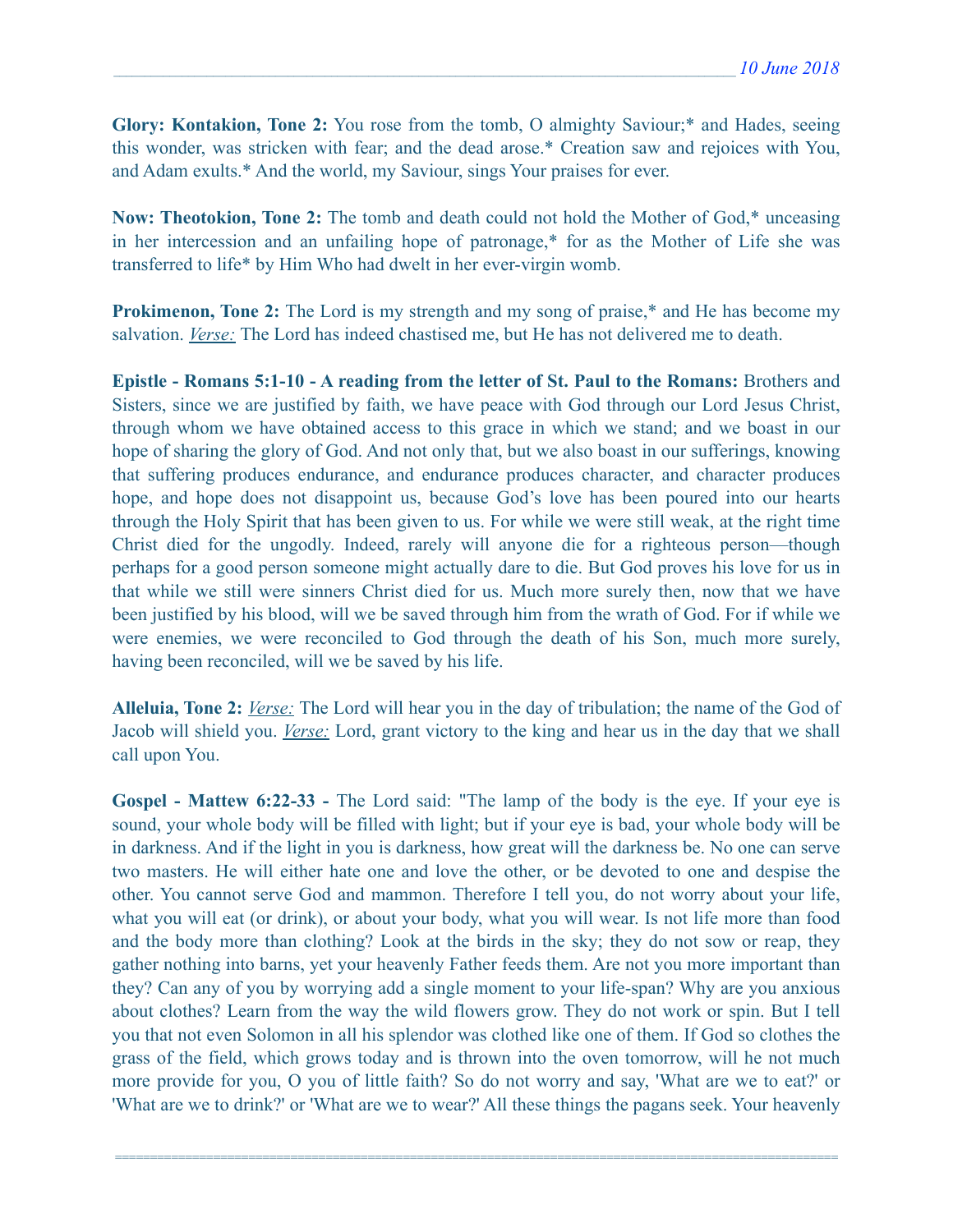**Glory: Kontakion, Tone 2:** You rose from the tomb, O almighty Saviour;* and Hades, seeing this wonder, was stricken with fear; and the dead arose.* Creation saw and rejoices with You, and Adam exults.* And the world, my Saviour, sings Your praises for ever.

**Now: Theotokion, Tone 2:** The tomb and death could not hold the Mother of God,* unceasing in her intercession and an unfailing hope of patronage,* for as the Mother of Life she was transferred to life* by Him Who had dwelt in her ever-virgin womb.

**Prokimenon, Tone 2:** The Lord is my strength and my song of praise,* and He has become my salvation. *Verse:* The Lord has indeed chastised me, but He has not delivered me to death.

**Epistle - Romans 5:1-10 - A reading from the letter of St. Paul to the Romans:** Brothers and Sisters, since we are justified by faith, we have peace with God through our Lord Jesus Christ, through whom we have obtained access to this grace in which we stand; and we boast in our hope of sharing the glory of God. And not only that, but we also boast in our sufferings, knowing that suffering produces endurance, and endurance produces character, and character produces hope, and hope does not disappoint us, because God's love has been poured into our hearts through the Holy Spirit that has been given to us. For while we were still weak, at the right time Christ died for the ungodly. Indeed, rarely will anyone die for a righteous person—though perhaps for a good person someone might actually dare to die. But God proves his love for us in that while we still were sinners Christ died for us. Much more surely then, now that we have been justified by his blood, will we be saved through him from the wrath of God. For if while we were enemies, we were reconciled to God through the death of his Son, much more surely, having been reconciled, will we be saved by his life.

**Alleluia, Tone 2:** *Verse:* The Lord will hear you in the day of tribulation; the name of the God of Jacob will shield you. *Verse:* Lord, grant victory to the king and hear us in the day that we shall call upon You.

**Gospel - Mattew 6:22-33 -** The Lord said: "The lamp of the body is the eye. If your eye is sound, your whole body will be filled with light; but if your eye is bad, your whole body will be in darkness. And if the light in you is darkness, how great will the darkness be. No one can serve two masters. He will either hate one and love the other, or be devoted to one and despise the other. You cannot serve God and mammon. Therefore I tell you, do not worry about your life, what you will eat (or drink), or about your body, what you will wear. Is not life more than food and the body more than clothing? Look at the birds in the sky; they do not sow or reap, they gather nothing into barns, yet your heavenly Father feeds them. Are not you more important than they? Can any of you by worrying add a single moment to your life-span? Why are you anxious about clothes? Learn from the way the wild flowers grow. They do not work or spin. But I tell you that not even Solomon in all his splendor was clothed like one of them. If God so clothes the grass of the field, which grows today and is thrown into the oven tomorrow, will he not much more provide for you, O you of little faith? So do not worry and say, 'What are we to eat?' or 'What are we to drink?' or 'What are we to wear?' All these things the pagans seek. Your heavenly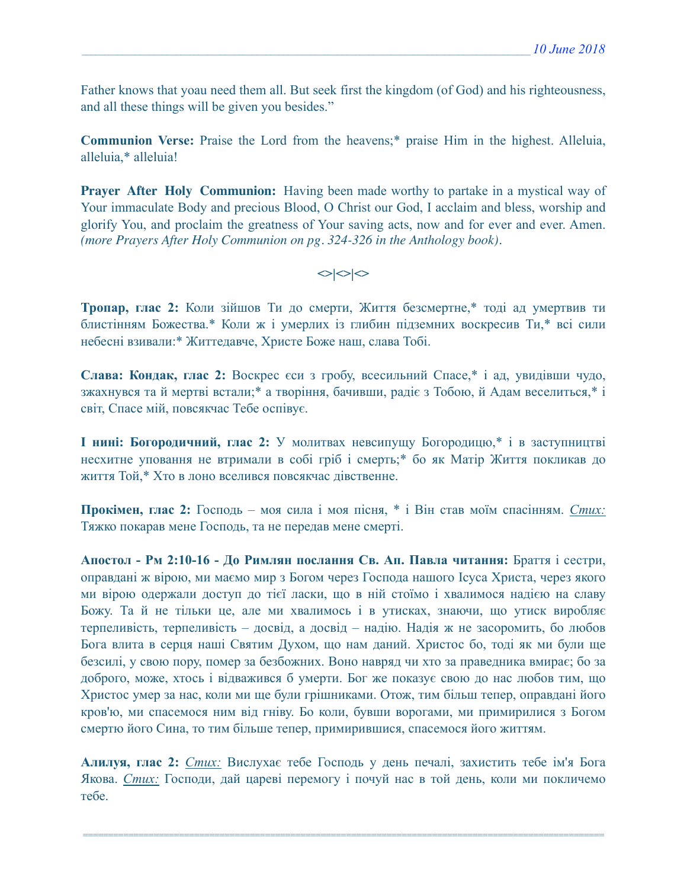Father knows that yoau need them all. But seek first the kingdom (of God) and his righteousness, and all these things will be given you besides."

**Communion Verse:** Praise the Lord from the heavens;* praise Him in the highest. Alleluia, alleluia,* alleluia!

**Prayer After Holy Communion:** Having been made worthy to partake in a mystical way of Your immaculate Body and precious Blood, O Christ our God, I acclaim and bless, worship and glorify You, and proclaim the greatness of Your saving acts, now and for ever and ever. Amen. *(more Prayers After Holy Communion on pg. 324-326 in the Anthology book)*.

<>|<>|<>

**Тропар, глас 2:** Коли зійшов Ти до смерти, Життя безсмертне,* тоді ад умертвив ти блистінням Божества.* Коли ж і умерлих із глибин підземних воскресив Ти,* всі сили небесні взивали:* Життедавче, Христе Боже наш, слава Тобі.

**Слава: Кондак, глас 2:** Воскрес єси з гробу, всесильний Спасе,* і ад, увидівши чудо, зжахнувся та й мертві встали;* а творіння, бачивши, радіє з Тобою, й Адам веселиться,* і світ, Спасе мій, повсякчас Тебе оспівує.

**І нині: Богородичний, глас 2:** У молитвах невсипущу Богородицю,* і в заступництві несхитне уповання не втримали в собі гріб і смерть;* бо як Матір Життя покликав до життя Той,* Хто в лоно вселився повсякчас дівственне.

**Прокімен, глас 2:** Господь – моя сила і моя пісня, * і Він став моїм спасінням. *Стих:* Тяжко покарав мене Господь, та не передав мене смерті.

**Апостол - Рм 2:10-16 - До Римлян послання Св. Ап. Павла читання:** Браття і сестри, оправдані ж вірою, ми маємо мир з Богом через Господа нашого Ісуса Христа, через якого ми вірою одержали доступ до тієї ласки, що в ній стоїмо і хвалимося надією на славу Божу. Та й не тільки це, але ми хвалимось і в утисках, знаючи, що утиск виробляє терпеливість, терпеливість – досвід, а досвід – надію. Надія ж не засоромить, бо любов Бога влита в серця наші Святим Духом, що нам даний. Христос бо, тоді як ми були ще безсилі, у свою пору, помер за безбожних. Воно навряд чи хто за праведника вмирає; бо за доброго, може, хтось і відважився б умерти. Бог же показує свою до нас любов тим, що Христос умер за нас, коли ми ще були грішниками. Отож, тим більш тепер, оправдані його кров'ю, ми спасемося ним від гніву. Бо коли, бувши ворогами, ми примирилися з Богом смертю його Сина, то тим більше тепер, примирившися, спасемося його життям.

**Алилуя, глас 2:** *Стих:* Вислухає тебе Господь у день печалі, захистить тебе ім'я Бога Якова. *Стих:* Господи, дай цареві перемогу і почуй нас в той день, коли ми покличемо тебе.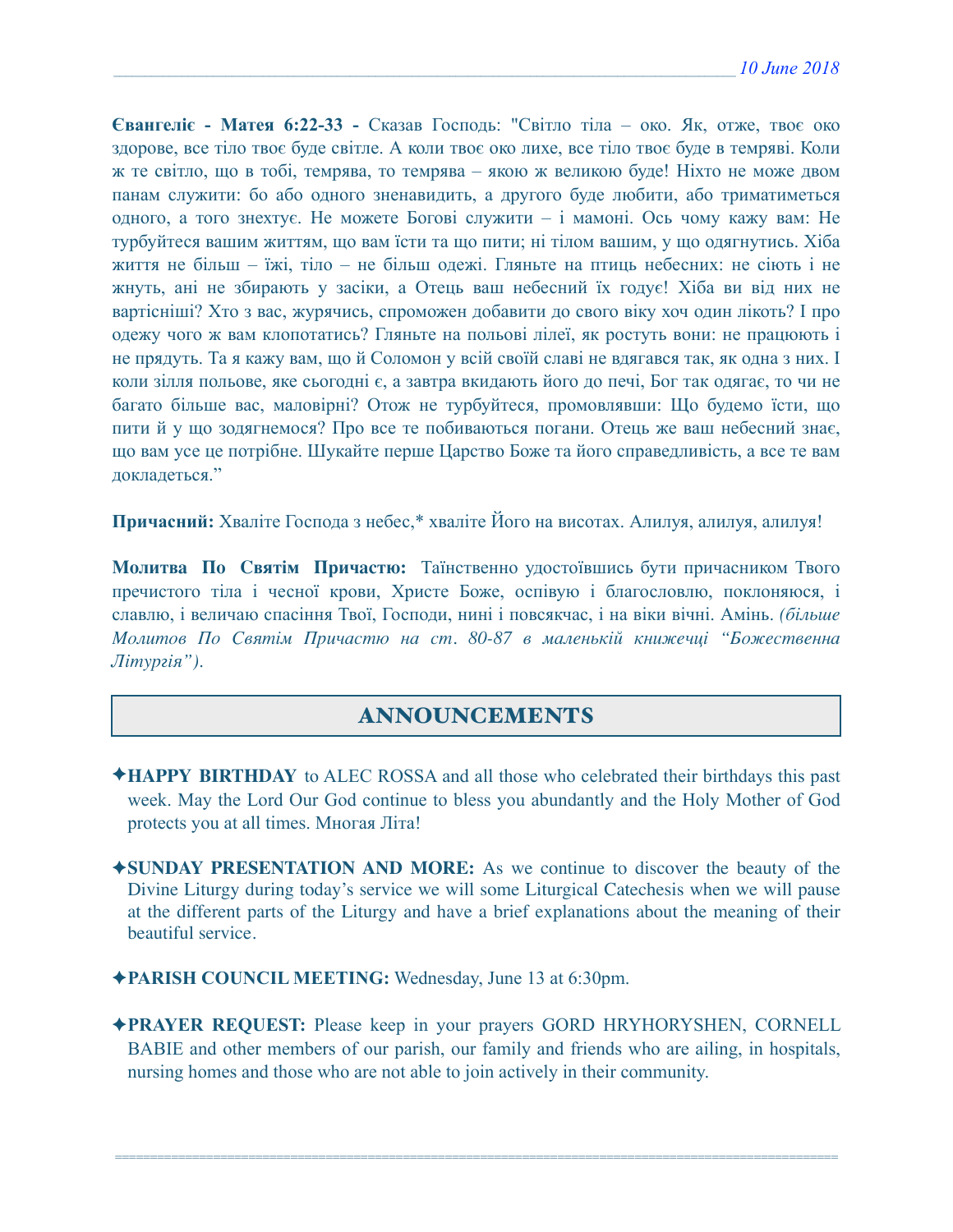**Євангеліє - Матея 6:22-33 -** Сказав Господь: "Світло тіла – око. Як, отже, твоє око здорове, все тіло твоє буде світле. А коли твоє око лихе, все тіло твоє буде в темряві. Коли ж те світло, що в тобі, темрява, то темрява – якою ж великою буде! Ніхто не може двом панам служити: бо або одного зненавидить, а другого буде любити, або триматиметься одного, а того знехтує. Не можете Богові служити – і мамоні. Ось чому кажу вам: Не турбуйтеся вашим життям, що вам їсти та що пити; ні тілом вашим, у що одягнутись. Хіба життя не більш – їжі, тіло – не більш одежі. Гляньте на птиць небесних: не сіють і не жнуть, ані не збирають у засіки, а Отець ваш небесний їх годує! Хіба ви від них не вартісніші? Хто з вас, журячись, спроможен добавити до свого віку хоч один лікоть? І про одежу чого ж вам клопотатись? Гляньте на польові лілеї, як ростуть вони: не працюють і не прядуть. Та я кажу вам, що й Соломон у всій своїй славі не вдягався так, як одна з них. І коли зілля польове, яке сьогодні є, а завтра вкидають його до печі, Бог так одягає, то чи не багато більше вас, маловірні? Отож не турбуйтеся, промовлявши: Що будемо їсти, що пити й у що зодягнемося? Про все те побиваються погани. Отець же ваш небесний знає, що вам усе це потрібне. Шукайте перше Царство Боже та його справедливість, а все те вам докладеться."

**Причасний:** Хваліте Господа з небес,* хваліте Його на висотах. Алилуя, алилуя, алилуя!

**Молитва По Святім Причастю:** Таїнственно удостоївшись бути причасником Твого пречистого тіла і чесної крови, Христе Боже, оспівую і благословлю, поклоняюся, і славлю, і величаю спасіння Твої, Господи, нині і повсякчас, і на віки вічні. Амінь. *(більше Молитов По Святім Причастю на ст. 80-87 в маленькій книжечці "Божественна Літургія")*.

## ANNOUNCEMENTS

✦**HAPPY BIRTHDAY** to ALEC ROSSA and all those who celebrated their birthdays this past week. May the Lord Our God continue to bless you abundantly and the Holy Mother of God protects you at all times. Многая Літа!

✦**SUNDAY PRESENTATION AND MORE:** As we continue to discover the beauty of the Divine Liturgy during today's service we will some Liturgical Catechesis when we will pause at the different parts of the Liturgy and have a brief explanations about the meaning of their beautiful service.

✦**PARISH COUNCIL MEETING:** Wednesday, June 13 at 6:30pm.

✦**PRAYER REQUEST:** Please keep in your prayers GORD HRYHORYSHEN, CORNELL BABIE and other members of our parish, our family and friends who are ailing, in hospitals, nursing homes and those who are not able to join actively in their community.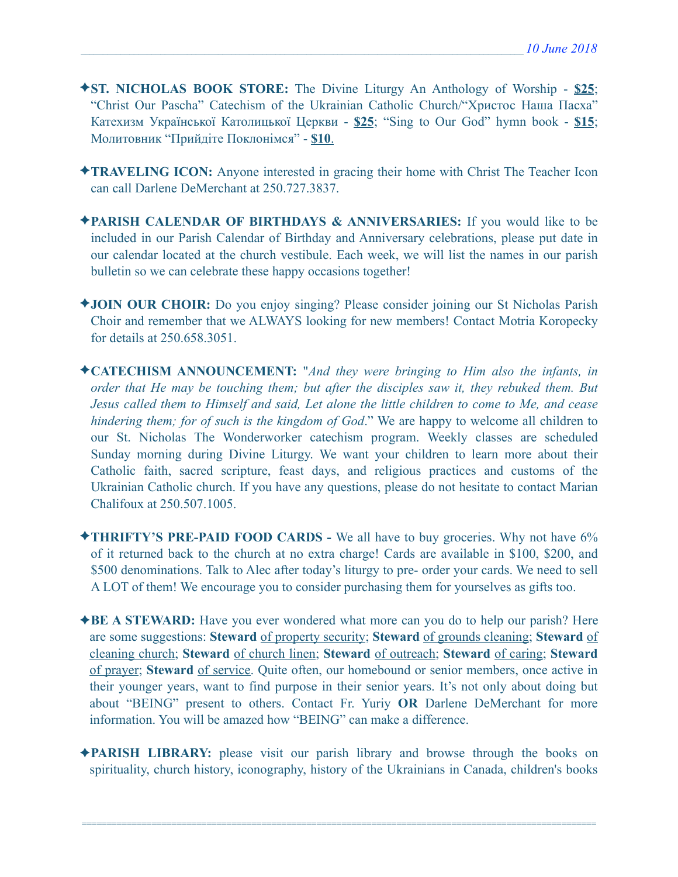✦**ST. NICHOLAS BOOK STORE:** The Divine Liturgy An Anthology of Worship - **$25**; "Christ Our Pascha" Catechism of the Ukrainian Catholic Church/"Христос Наша Пасха" Катехизм Української Католицької Церкви - **$25**; "Sing to Our God" hymn book - **$15**; Молитовник "Прийдіте Поклонімся" - **$10**.

✦**TRAVELING ICON:** Anyone interested in gracing their home with Christ The Teacher Icon can call Darlene DeMerchant at 250.727.3837.

✦**PARISH CALENDAR OF BIRTHDAYS & ANNIVERSARIES:** If you would like to be included in our Parish Calendar of Birthday and Anniversary celebrations, please put date in our calendar located at the church vestibule. Each week, we will list the names in our parish bulletin so we can celebrate these happy occasions together!

✦**JOIN OUR CHOIR:** Do you enjoy singing? Please consider joining our St Nicholas Parish Choir and remember that we ALWAYS looking for new members! Contact Motria Koropecky for details at 250.658.3051.

✦**CATECHISM ANNOUNCEMENT:** "*And they were bringing to Him also the infants, in order that He may be touching them; but after the disciples saw it, they rebuked them. But Jesus called them to Himself and said, Let alone the little children to come to Me, and cease hindering them; for of such is the kingdom of God*." We are happy to welcome all children to our St. Nicholas The Wonderworker catechism program. Weekly classes are scheduled Sunday morning during Divine Liturgy. We want your children to learn more about their Catholic faith, sacred scripture, feast days, and religious practices and customs of the Ukrainian Catholic church. If you have any questions, please do not hesitate to contact Marian Chalifoux at 250.507.1005.

✦**THRIFTY'S PRE-PAID FOOD CARDS -** We all have to buy groceries. Why not have 6% of it returned back to the church at no extra charge! Cards are available in $100, $200, and $500 denominations. Talk to Alec after today's liturgy to pre- order your cards. We need to sell A LOT of them! We encourage you to consider purchasing them for yourselves as gifts too.

✦**BE A STEWARD:** Have you ever wondered what more can you do to help our parish? Here are some suggestions: **Steward** of property security; **Steward** of grounds cleaning; **Steward** of cleaning church; **Steward** of church linen; **Steward** of outreach; **Steward** of caring; **Steward** of prayer; **Steward** of service. Quite often, our homebound or senior members, once active in their younger years, want to find purpose in their senior years. It's not only about doing but about "BEING" present to others. Contact Fr. Yuriy **OR** Darlene DeMerchant for more information. You will be amazed how "BEING" can make a difference.

✦**PARISH LIBRARY:** please visit our parish library and browse through the books on spirituality, church history, iconography, history of the Ukrainians in Canada, children's books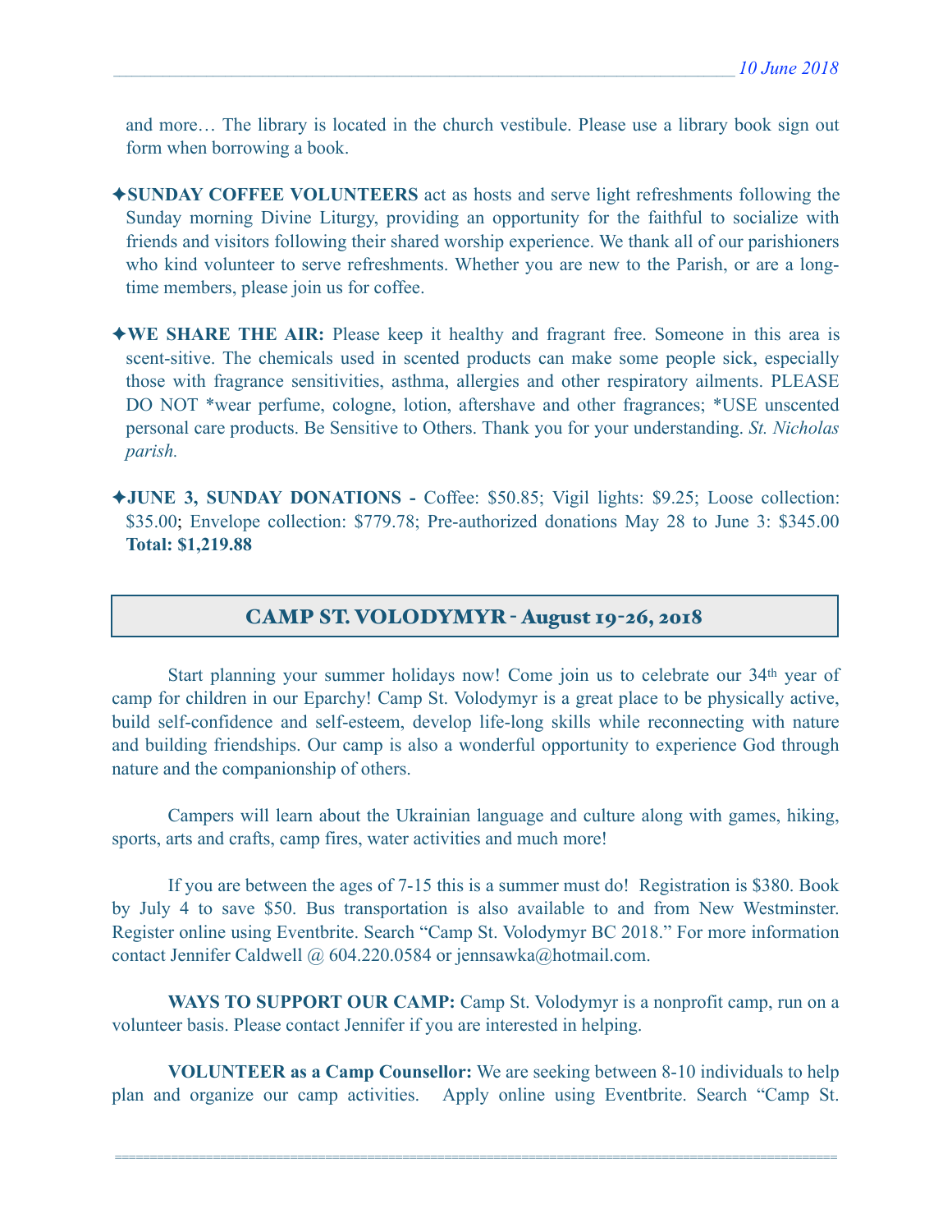and more… The library is located in the church vestibule. Please use a library book sign out form when borrowing a book.

✦**SUNDAY COFFEE VOLUNTEERS** act as hosts and serve light refreshments following the Sunday morning Divine Liturgy, providing an opportunity for the faithful to socialize with friends and visitors following their shared worship experience. We thank all of our parishioners who kind volunteer to serve refreshments. Whether you are new to the Parish, or are a long-time members, please join us for coffee.

✦**WE SHARE THE AIR:** Please keep it healthy and fragrant free. Someone in this area is scent-sitive. The chemicals used in scented products can make some people sick, especially those with fragrance sensitivities, asthma, allergies and other respiratory ailments. PLEASE DO NOT *wear perfume, cologne, lotion, aftershave and other fragrances; *USE unscented personal care products. Be Sensitive to Others. Thank you for your understanding. *St. Nicholas parish.*

✦**JUNE 3, SUNDAY DONATIONS -** Coffee: $50.85; Vigil lights: $9.25; Loose collection: $35.00; Envelope collection: $779.78; Pre-authorized donations May 28 to June 3: $345.00 **Total: $1,219.88**

## CAMP ST. VOLODYMYR - August 19-26, 2018

Start planning your summer holidays now! Come join us to celebrate our 34th year of camp for children in our Eparchy! Camp St. Volodymyr is a great place to be physically active, build self-confidence and self-esteem, develop life-long skills while reconnecting with nature and building friendships. Our camp is also a wonderful opportunity to experience God through nature and the companionship of others.

Campers will learn about the Ukrainian language and culture along with games, hiking, sports, arts and crafts, camp fires, water activities and much more!

If you are between the ages of 7-15 this is a summer must do! Registration is $380. Book by July 4 to save $50. Bus transportation is also available to and from New Westminster. Register online using Eventbrite. Search "Camp St. Volodymyr BC 2018." For more information contact Jennifer Caldwell @ 604.220.0584 or jennsawka@hotmail.com.

**WAYS TO SUPPORT OUR CAMP:** Camp St. Volodymyr is a nonprofit camp, run on a volunteer basis. Please contact Jennifer if you are interested in helping.

**VOLUNTEER as a Camp Counsellor:** We are seeking between 8-10 individuals to help plan and organize our camp activities. Apply online using Eventbrite. Search "Camp St.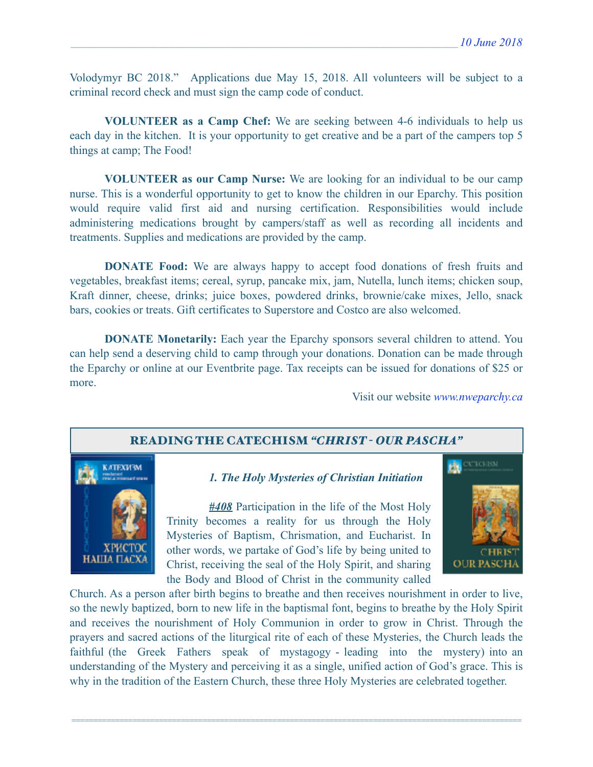Volodymyr BC 2018." Applications due May 15, 2018. All volunteers will be subject to a criminal record check and must sign the camp code of conduct.

**VOLUNTEER as a Camp Chef:** We are seeking between 4-6 individuals to help us each day in the kitchen. It is your opportunity to get creative and be a part of the campers top 5 things at camp; The Food!

**VOLUNTEER as our Camp Nurse:** We are looking for an individual to be our camp nurse. This is a wonderful opportunity to get to know the children in our Eparchy. This position would require valid first aid and nursing certification. Responsibilities would include administering medications brought by campers/staff as well as recording all incidents and treatments. Supplies and medications are provided by the camp.

**DONATE Food:** We are always happy to accept food donations of fresh fruits and vegetables, breakfast items; cereal, syrup, pancake mix, jam, Nutella, lunch items; chicken soup, Kraft dinner, cheese, drinks; juice boxes, powdered drinks, brownie/cake mixes, Jello, snack bars, cookies or treats. Gift certificates to Superstore and Costco are also welcomed.

**DONATE Monetarily:** Each year the Eparchy sponsors several children to attend. You can help send a deserving child to camp through your donations. Donation can be made through the Eparchy or online at our Eventbrite page. Tax receipts can be issued for donations of $25 or more.

Visit our website *www.nweparchy.ca*

## READING THE CATECHISM *"CHRIST - OUR PASCHA"*

### *1. The Holy Mysteries of Christian Initiation*

***#408*** Participation in the life of the Most Holy Trinity becomes a reality for us through the Holy Mysteries of Baptism, Chrismation, and Eucharist. In other words, we partake of God's life by being united to Christ, receiving the seal of the Holy Spirit, and sharing the Body and Blood of Christ in the community called Church. As a person after birth begins to breathe and then receives nourishment in order to live, so the newly baptized, born to new life in the baptismal font, begins to breathe by the Holy Spirit and receives the nourishment of Holy Communion in order to grow in Christ. Through the prayers and sacred actions of the liturgical rite of each of these Mysteries, the Church leads the faithful (the Greek Fathers speak of mystagogy - leading into the mystery) into an understanding of the Mystery and perceiving it as a single, unified action of God's grace. This is why in the tradition of the Eastern Church, these three Holy Mysteries are celebrated together.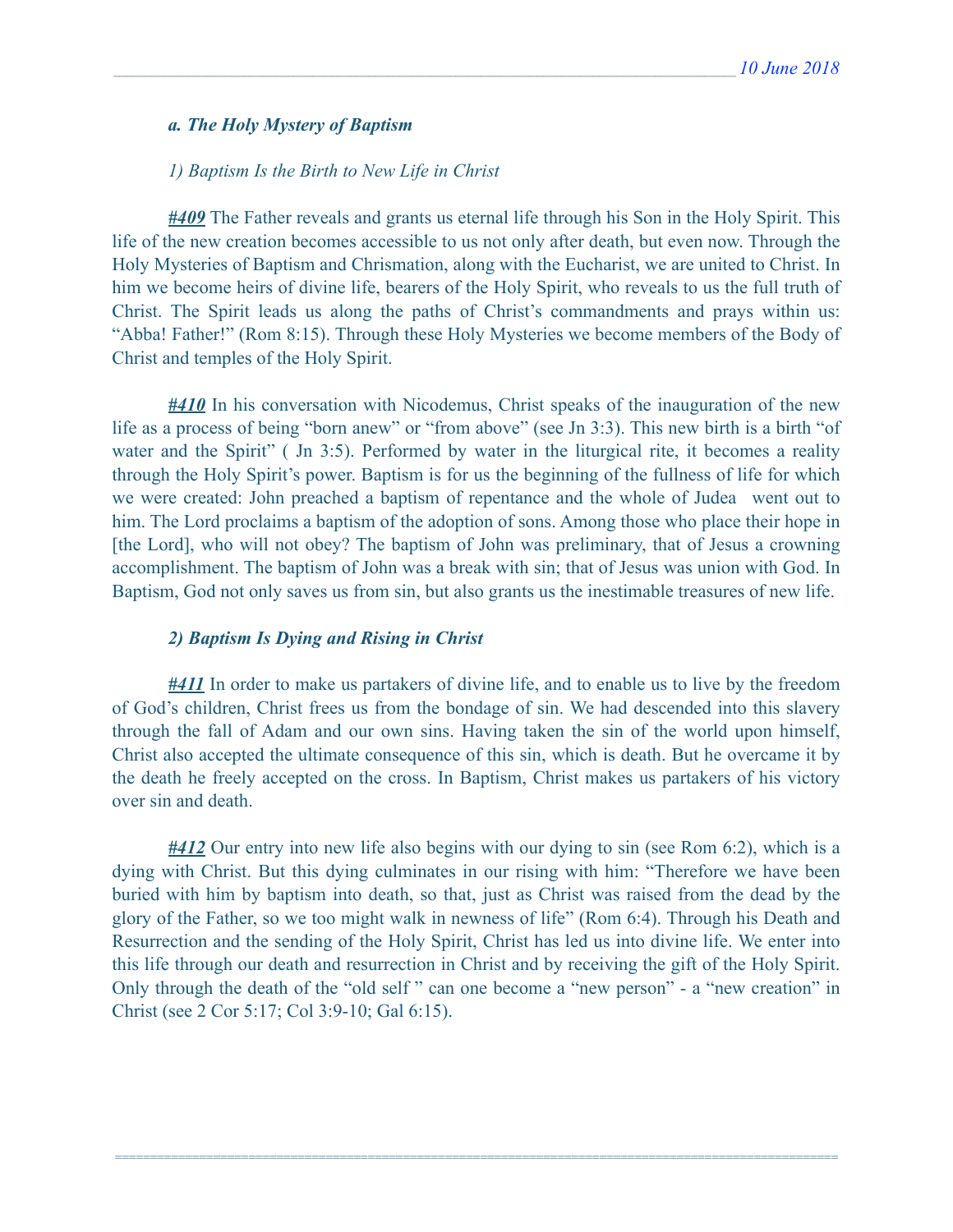### *a. The Holy Mystery of Baptism*

*1) Baptism Is the Birth to New Life in Christ*

***#409*** The Father reveals and grants us eternal life through his Son in the Holy Spirit. This life of the new creation becomes accessible to us not only after death, but even now. Through the Holy Mysteries of Baptism and Chrismation, along with the Eucharist, we are united to Christ. In him we become heirs of divine life, bearers of the Holy Spirit, who reveals to us the full truth of Christ. The Spirit leads us along the paths of Christ's commandments and prays within us: "Abba! Father!" (Rom 8:15). Through these Holy Mysteries we become members of the Body of Christ and temples of the Holy Spirit.

***#410*** In his conversation with Nicodemus, Christ speaks of the inauguration of the new life as a process of being "born anew" or "from above" (see Jn 3:3). This new birth is a birth "of water and the Spirit" ( Jn 3:5). Performed by water in the liturgical rite, it becomes a reality through the Holy Spirit's power. Baptism is for us the beginning of the fullness of life for which we were created: John preached a baptism of repentance and the whole of Judea went out to him. The Lord proclaims a baptism of the adoption of sons. Among those who place their hope in [the Lord], who will not obey? The baptism of John was preliminary, that of Jesus a crowning accomplishment. The baptism of John was a break with sin; that of Jesus was union with God. In Baptism, God not only saves us from sin, but also grants us the inestimable treasures of new life.

### *2) Baptism Is Dying and Rising in Christ*

***#411*** In order to make us partakers of divine life, and to enable us to live by the freedom of God's children, Christ frees us from the bondage of sin. We had descended into this slavery through the fall of Adam and our own sins. Having taken the sin of the world upon himself, Christ also accepted the ultimate consequence of this sin, which is death. But he overcame it by the death he freely accepted on the cross. In Baptism, Christ makes us partakers of his victory over sin and death.

***#412*** Our entry into new life also begins with our dying to sin (see Rom 6:2), which is a dying with Christ. But this dying culminates in our rising with him: "Therefore we have been buried with him by baptism into death, so that, just as Christ was raised from the dead by the glory of the Father, so we too might walk in newness of life" (Rom 6:4). Through his Death and Resurrection and the sending of the Holy Spirit, Christ has led us into divine life. We enter into this life through our death and resurrection in Christ and by receiving the gift of the Holy Spirit. Only through the death of the "old self " can one become a "new person" - a "new creation" in Christ (see 2 Cor 5:17; Col 3:9-10; Gal 6:15).